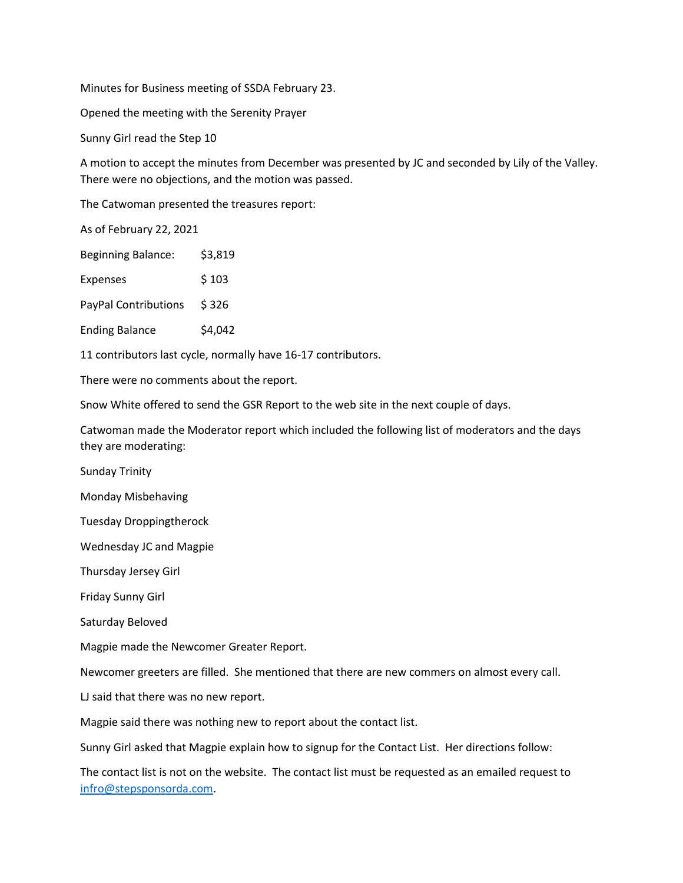Minutes for Business meeting of SSDA February 23.

Opened the meeting with the Serenity Prayer

Sunny Girl read the Step 10

A motion to accept the minutes from December was presented by JC and seconded by Lily of the Valley. There were no objections, and the motion was passed.

The Catwoman presented the treasures report:

As of February 22, 2021

| | |
|---|---|
| Beginning Balance: | $3,819 |
| Expenses | $ 103 |
| PayPal Contributions | $ 326 |
| Ending Balance | $4,042 |

11 contributors last cycle, normally have 16-17 contributors.

There were no comments about the report.

Snow White offered to send the GSR Report to the web site in the next couple of days.

Catwoman made the Moderator report which included the following list of moderators and the days they are moderating:

Sunday Trinity

Monday Misbehaving

Tuesday Droppingtherock

Wednesday JC and Magpie

Thursday Jersey Girl

Friday Sunny Girl

Saturday Beloved

Magpie made the Newcomer Greater Report.

Newcomer greeters are filled. She mentioned that there are new commers on almost every call.

LJ said that there was no new report.

Magpie said there was nothing new to report about the contact list.

Sunny Girl asked that Magpie explain how to signup for the Contact List. Her directions follow:

The contact list is not on the website. The contact list must be requested as an emailed request to infro@stepsponsorda.com.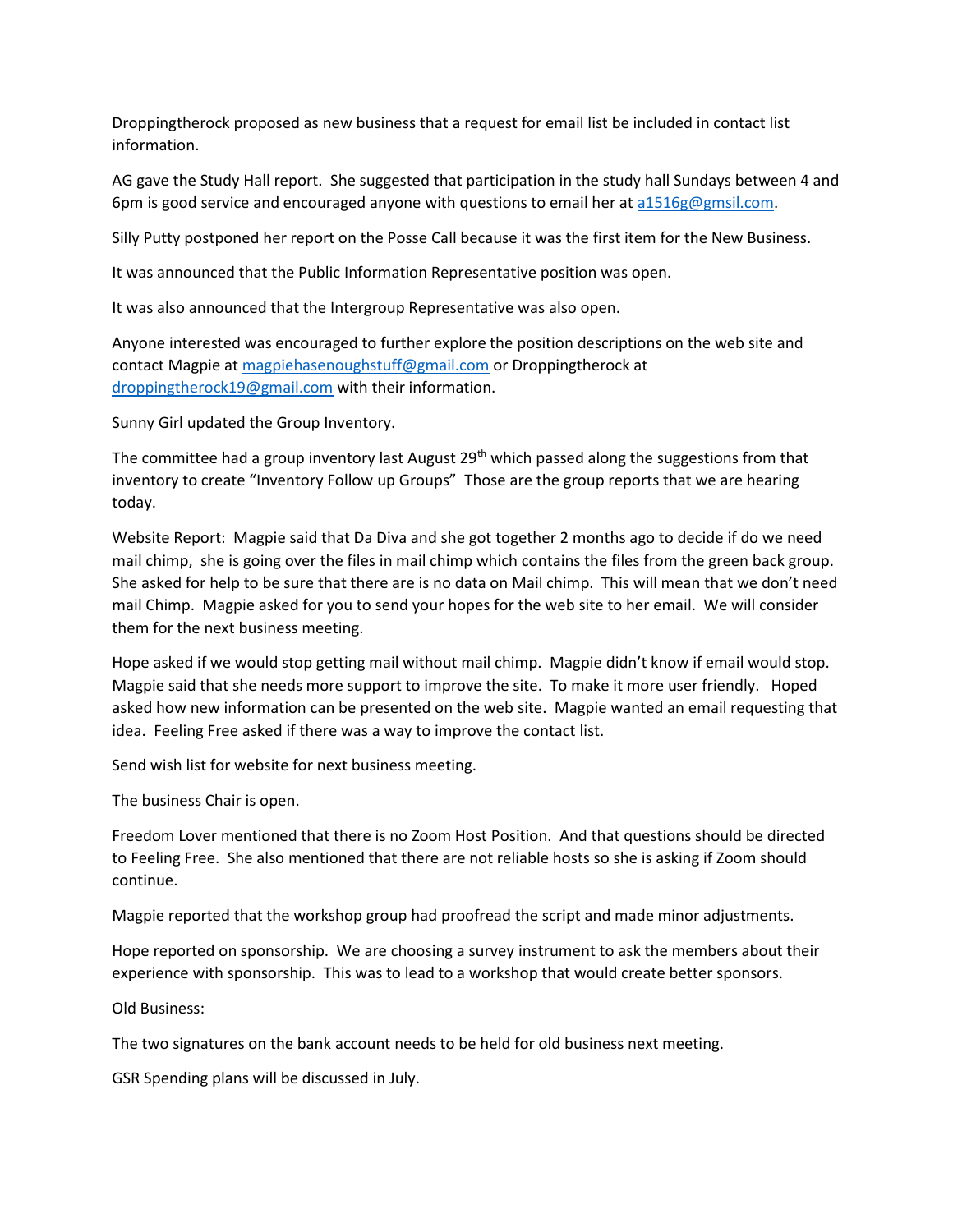Droppingtherock proposed as new business that a request for email list be included in contact list information.

AG gave the Study Hall report. She suggested that participation in the study hall Sundays between 4 and 6pm is good service and encouraged anyone with questions to email her at a1516g@gmsil.com.

Silly Putty postponed her report on the Posse Call because it was the first item for the New Business.

It was announced that the Public Information Representative position was open.

It was also announced that the Intergroup Representative was also open.

Anyone interested was encouraged to further explore the position descriptions on the web site and contact Magpie at magpiehasenoughstuff@gmail.com or Droppingtherock at droppingtherock19@gmail.com with their information.

Sunny Girl updated the Group Inventory.

The committee had a group inventory last August 29th which passed along the suggestions from that inventory to create "Inventory Follow up Groups" Those are the group reports that we are hearing today.

Website Report: Magpie said that Da Diva and she got together 2 months ago to decide if do we need mail chimp, she is going over the files in mail chimp which contains the files from the green back group. She asked for help to be sure that there are is no data on Mail chimp. This will mean that we don't need mail Chimp. Magpie asked for you to send your hopes for the web site to her email. We will consider them for the next business meeting.

Hope asked if we would stop getting mail without mail chimp. Magpie didn't know if email would stop. Magpie said that she needs more support to improve the site. To make it more user friendly. Hoped asked how new information can be presented on the web site. Magpie wanted an email requesting that idea. Feeling Free asked if there was a way to improve the contact list.

Send wish list for website for next business meeting.

The business Chair is open.

Freedom Lover mentioned that there is no Zoom Host Position. And that questions should be directed to Feeling Free. She also mentioned that there are not reliable hosts so she is asking if Zoom should continue.

Magpie reported that the workshop group had proofread the script and made minor adjustments.

Hope reported on sponsorship. We are choosing a survey instrument to ask the members about their experience with sponsorship. This was to lead to a workshop that would create better sponsors.

Old Business:

The two signatures on the bank account needs to be held for old business next meeting.

GSR Spending plans will be discussed in July.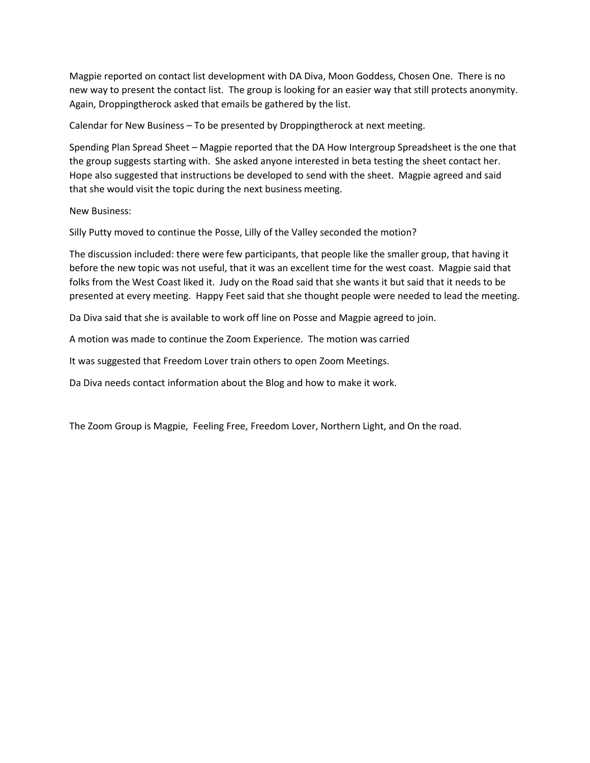Magpie reported on contact list development with DA Diva, Moon Goddess, Chosen One. There is no new way to present the contact list. The group is looking for an easier way that still protects anonymity. Again, Droppingtherock asked that emails be gathered by the list.

Calendar for New Business – To be presented by Droppingtherock at next meeting.

Spending Plan Spread Sheet – Magpie reported that the DA How Intergroup Spreadsheet is the one that the group suggests starting with. She asked anyone interested in beta testing the sheet contact her. Hope also suggested that instructions be developed to send with the sheet. Magpie agreed and said that she would visit the topic during the next business meeting.

New Business:

Silly Putty moved to continue the Posse, Lilly of the Valley seconded the motion?

The discussion included: there were few participants, that people like the smaller group, that having it before the new topic was not useful, that it was an excellent time for the west coast. Magpie said that folks from the West Coast liked it. Judy on the Road said that she wants it but said that it needs to be presented at every meeting. Happy Feet said that she thought people were needed to lead the meeting.

Da Diva said that she is available to work off line on Posse and Magpie agreed to join.

A motion was made to continue the Zoom Experience. The motion was carried

It was suggested that Freedom Lover train others to open Zoom Meetings.

Da Diva needs contact information about the Blog and how to make it work.

The Zoom Group is Magpie, Feeling Free, Freedom Lover, Northern Light, and On the road.